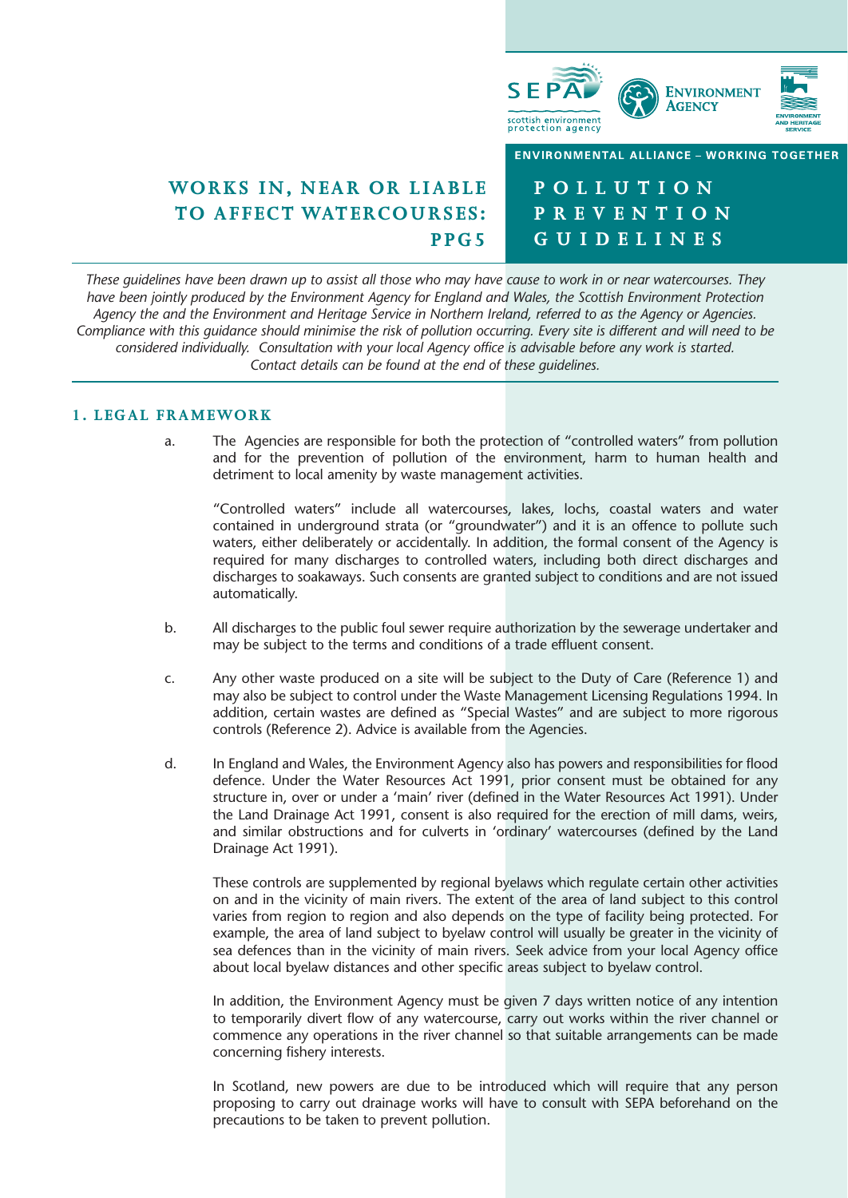SEPA scottish environment protection agency — ENVIRONMENT AGENCY — ENVIRONMENT AND HERITAGE SERVICE

ENVIRONMENTAL ALLIANCE – WORKING TOGETHER

# WORKS IN, NEAR OR LIABLE TO AFFECT WATERCOURSES: PPG5

# POLLUTION PREVENTION GUIDELINES

*These guidelines have been drawn up to assist all those who may have cause to work in or near watercourses. They have been jointly produced by the Environment Agency for England and Wales, the Scottish Environment Protection Agency the and the Environment and Heritage Service in Northern Ireland, referred to as the Agency or Agencies. Compliance with this guidance should minimise the risk of pollution occurring. Every site is different and will need to be considered individually. Consultation with your local Agency office is advisable before any work is started. Contact details can be found at the end of these guidelines.*

## 1. LEGAL FRAMEWORK

a. The Agencies are responsible for both the protection of "controlled waters" from pollution and for the prevention of pollution of the environment, harm to human health and detriment to local amenity by waste management activities.

"Controlled waters" include all watercourses, lakes, lochs, coastal waters and water contained in underground strata (or "groundwater") and it is an offence to pollute such waters, either deliberately or accidentally. In addition, the formal consent of the Agency is required for many discharges to controlled waters, including both direct discharges and discharges to soakaways. Such consents are granted subject to conditions and are not issued automatically.

b. All discharges to the public foul sewer require authorization by the sewerage undertaker and may be subject to the terms and conditions of a trade effluent consent.

c. Any other waste produced on a site will be subject to the Duty of Care (Reference 1) and may also be subject to control under the Waste Management Licensing Regulations 1994. In addition, certain wastes are defined as "Special Wastes" and are subject to more rigorous controls (Reference 2). Advice is available from the Agencies.

d. In England and Wales, the Environment Agency also has powers and responsibilities for flood defence. Under the Water Resources Act 1991, prior consent must be obtained for any structure in, over or under a 'main' river (defined in the Water Resources Act 1991). Under the Land Drainage Act 1991, consent is also required for the erection of mill dams, weirs, and similar obstructions and for culverts in 'ordinary' watercourses (defined by the Land Drainage Act 1991).

These controls are supplemented by regional byelaws which regulate certain other activities on and in the vicinity of main rivers. The extent of the area of land subject to this control varies from region to region and also depends on the type of facility being protected. For example, the area of land subject to byelaw control will usually be greater in the vicinity of sea defences than in the vicinity of main rivers. Seek advice from your local Agency office about local byelaw distances and other specific areas subject to byelaw control.

In addition, the Environment Agency must be given 7 days written notice of any intention to temporarily divert flow of any watercourse, carry out works within the river channel or commence any operations in the river channel so that suitable arrangements can be made concerning fishery interests.

In Scotland, new powers are due to be introduced which will require that any person proposing to carry out drainage works will have to consult with SEPA beforehand on the precautions to be taken to prevent pollution.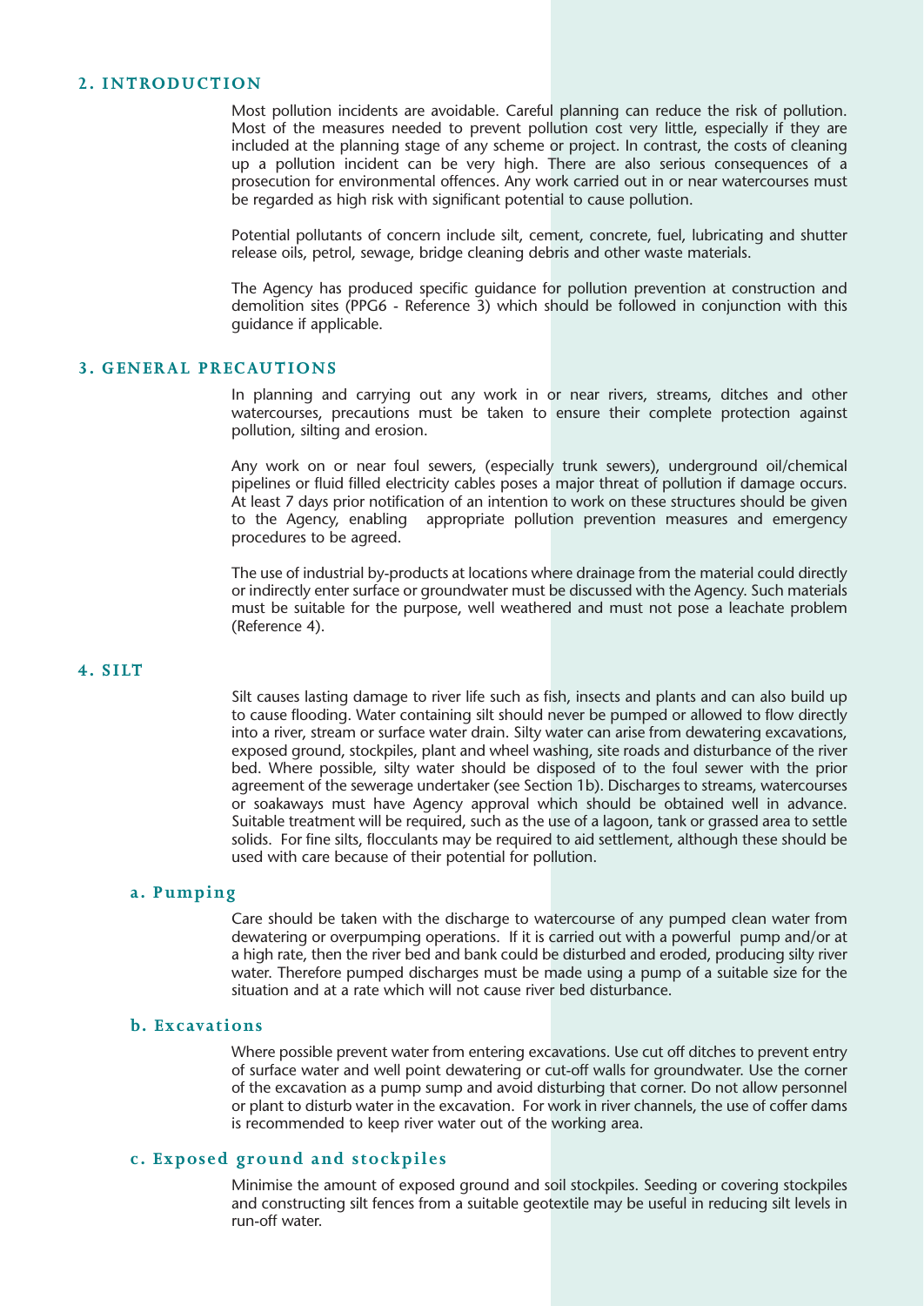## 2. INTRODUCTION

Most pollution incidents are avoidable. Careful planning can reduce the risk of pollution. Most of the measures needed to prevent pollution cost very little, especially if they are included at the planning stage of any scheme or project. In contrast, the costs of cleaning up a pollution incident can be very high. There are also serious consequences of a prosecution for environmental offences. Any work carried out in or near watercourses must be regarded as high risk with significant potential to cause pollution.

Potential pollutants of concern include silt, cement, concrete, fuel, lubricating and shutter release oils, petrol, sewage, bridge cleaning debris and other waste materials.

The Agency has produced specific guidance for pollution prevention at construction and demolition sites (PPG6 - Reference 3) which should be followed in conjunction with this guidance if applicable.

## 3. GENERAL PRECAUTIONS

In planning and carrying out any work in or near rivers, streams, ditches and other watercourses, precautions must be taken to ensure their complete protection against pollution, silting and erosion.

Any work on or near foul sewers, (especially trunk sewers), underground oil/chemical pipelines or fluid filled electricity cables poses a major threat of pollution if damage occurs. At least 7 days prior notification of an intention to work on these structures should be given to the Agency, enabling appropriate pollution prevention measures and emergency procedures to be agreed.

The use of industrial by-products at locations where drainage from the material could directly or indirectly enter surface or groundwater must be discussed with the Agency. Such materials must be suitable for the purpose, well weathered and must not pose a leachate problem (Reference 4).

## 4. SILT

Silt causes lasting damage to river life such as fish, insects and plants and can also build up to cause flooding. Water containing silt should never be pumped or allowed to flow directly into a river, stream or surface water drain. Silty water can arise from dewatering excavations, exposed ground, stockpiles, plant and wheel washing, site roads and disturbance of the river bed. Where possible, silty water should be disposed of to the foul sewer with the prior agreement of the sewerage undertaker (see Section 1b). Discharges to streams, watercourses or soakaways must have Agency approval which should be obtained well in advance. Suitable treatment will be required, such as the use of a lagoon, tank or grassed area to settle solids. For fine silts, flocculants may be required to aid settlement, although these should be used with care because of their potential for pollution.

### a. Pumping

Care should be taken with the discharge to watercourse of any pumped clean water from dewatering or overpumping operations. If it is carried out with a powerful pump and/or at a high rate, then the river bed and bank could be disturbed and eroded, producing silty river water. Therefore pumped discharges must be made using a pump of a suitable size for the situation and at a rate which will not cause river bed disturbance.

### b. Excavations

Where possible prevent water from entering excavations. Use cut off ditches to prevent entry of surface water and well point dewatering or cut-off walls for groundwater. Use the corner of the excavation as a pump sump and avoid disturbing that corner. Do not allow personnel or plant to disturb water in the excavation. For work in river channels, the use of coffer dams is recommended to keep river water out of the working area.

### c. Exposed ground and stockpiles

Minimise the amount of exposed ground and soil stockpiles. Seeding or covering stockpiles and constructing silt fences from a suitable geotextile may be useful in reducing silt levels in run-off water.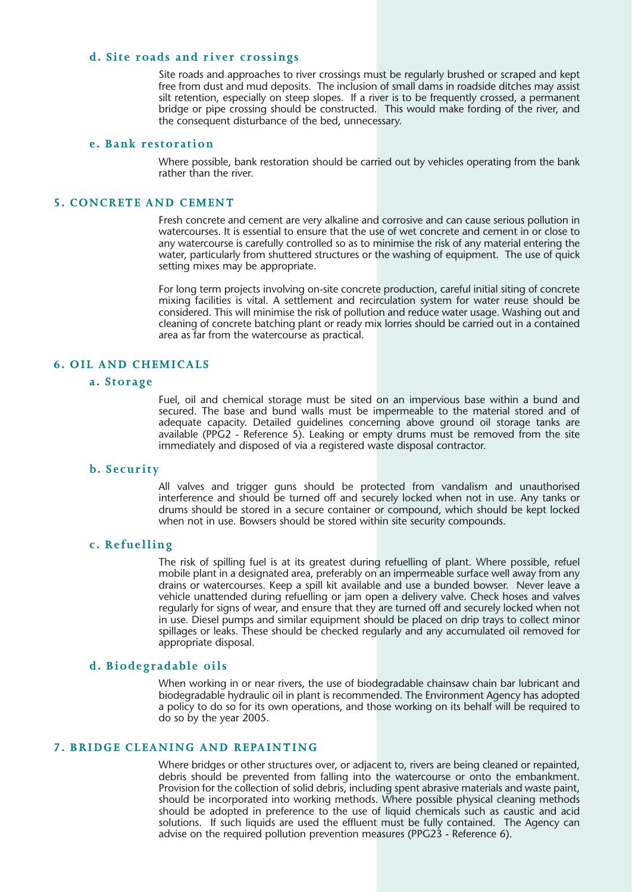### d. Site roads and river crossings

Site roads and approaches to river crossings must be regularly brushed or scraped and kept free from dust and mud deposits. The inclusion of small dams in roadside ditches may assist silt retention, especially on steep slopes. If a river is to be frequently crossed, a permanent bridge or pipe crossing should be constructed. This would make fording of the river, and the consequent disturbance of the bed, unnecessary.

### e. Bank restoration

Where possible, bank restoration should be carried out by vehicles operating from the bank rather than the river.

## 5. CONCRETE AND CEMENT

Fresh concrete and cement are very alkaline and corrosive and can cause serious pollution in watercourses. It is essential to ensure that the use of wet concrete and cement in or close to any watercourse is carefully controlled so as to minimise the risk of any material entering the water, particularly from shuttered structures or the washing of equipment. The use of quick setting mixes may be appropriate.

For long term projects involving on-site concrete production, careful initial siting of concrete mixing facilities is vital. A settlement and recirculation system for water reuse should be considered. This will minimise the risk of pollution and reduce water usage. Washing out and cleaning of concrete batching plant or ready mix lorries should be carried out in a contained area as far from the watercourse as practical.

## 6. OIL AND CHEMICALS

### a. Storage

Fuel, oil and chemical storage must be sited on an impervious base within a bund and secured. The base and bund walls must be impermeable to the material stored and of adequate capacity. Detailed guidelines concerning above ground oil storage tanks are available (PPG2 - Reference 5). Leaking or empty drums must be removed from the site immediately and disposed of via a registered waste disposal contractor.

### b. Security

All valves and trigger guns should be protected from vandalism and unauthorised interference and should be turned off and securely locked when not in use. Any tanks or drums should be stored in a secure container or compound, which should be kept locked when not in use. Bowsers should be stored within site security compounds.

### c. Refuelling

The risk of spilling fuel is at its greatest during refuelling of plant. Where possible, refuel mobile plant in a designated area, preferably on an impermeable surface well away from any drains or watercourses. Keep a spill kit available and use a bunded bowser. Never leave a vehicle unattended during refuelling or jam open a delivery valve. Check hoses and valves regularly for signs of wear, and ensure that they are turned off and securely locked when not in use. Diesel pumps and similar equipment should be placed on drip trays to collect minor spillages or leaks. These should be checked regularly and any accumulated oil removed for appropriate disposal.

### d. Biodegradable oils

When working in or near rivers, the use of biodegradable chainsaw chain bar lubricant and biodegradable hydraulic oil in plant is recommended. The Environment Agency has adopted a policy to do so for its own operations, and those working on its behalf will be required to do so by the year 2005.

## 7. BRIDGE CLEANING AND REPAINTING

Where bridges or other structures over, or adjacent to, rivers are being cleaned or repainted, debris should be prevented from falling into the watercourse or onto the embankment. Provision for the collection of solid debris, including spent abrasive materials and waste paint, should be incorporated into working methods. Where possible physical cleaning methods should be adopted in preference to the use of liquid chemicals such as caustic and acid solutions. If such liquids are used the effluent must be fully contained. The Agency can advise on the required pollution prevention measures (PPG23 - Reference 6).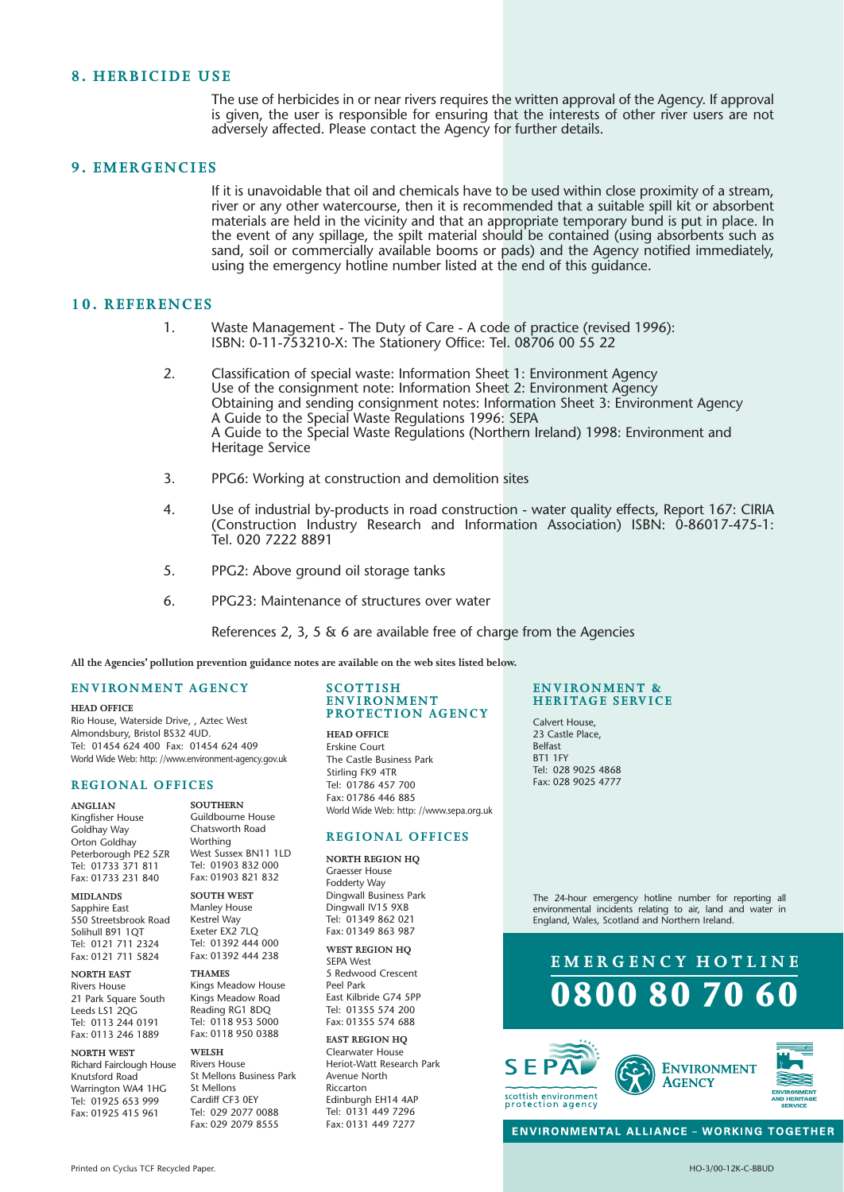## 8. HERBICIDE USE

The use of herbicides in or near rivers requires the written approval of the Agency. If approval is given, the user is responsible for ensuring that the interests of other river users are not adversely affected. Please contact the Agency for further details.

## 9. EMERGENCIES

If it is unavoidable that oil and chemicals have to be used within close proximity of a stream, river or any other watercourse, then it is recommended that a suitable spill kit or absorbent materials are held in the vicinity and that an appropriate temporary bund is put in place. In the event of any spillage, the spilt material should be contained (using absorbents such as sand, soil or commercially available booms or pads) and the Agency notified immediately, using the emergency hotline number listed at the end of this guidance.

## 10. REFERENCES

1. Waste Management - The Duty of Care - A code of practice (revised 1996): ISBN: 0-11-753210-X: The Stationery Office: Tel. 08706 00 55 22

2. Classification of special waste: Information Sheet 1: Environment Agency
   Use of the consignment note: Information Sheet 2: Environment Agency
   Obtaining and sending consignment notes: Information Sheet 3: Environment Agency
   A Guide to the Special Waste Regulations 1996: SEPA
   A Guide to the Special Waste Regulations (Northern Ireland) 1998: Environment and Heritage Service

3. PPG6: Working at construction and demolition sites

4. Use of industrial by-products in road construction - water quality effects, Report 167: CIRIA (Construction Industry Research and Information Association) ISBN: 0-86017-475-1: Tel. 020 7222 8891

5. PPG2: Above ground oil storage tanks

6. PPG23: Maintenance of structures over water

References 2, 3, 5 & 6 are available free of charge from the Agencies

**All the Agencies' pollution prevention guidance notes are available on the web sites listed below.**

### ENVIRONMENT AGENCY

**HEAD OFFICE**
Rio House, Waterside Drive, , Aztec West
Almondsbury, Bristol BS32 4UD.
Tel: 01454 624 400 Fax: 01454 624 409
World Wide Web: http: //www.environment-agency.gov.uk

### REGIONAL OFFICES

**ANGLIAN**
Kingfisher House
Goldhay Way
Orton Goldhay
Peterborough PE2 5ZR
Tel: 01733 371 811
Fax: 01733 231 840

**MIDLANDS**
Sapphire East
550 Streetsbrook Road
Solihull B91 1QT
Tel: 0121 711 2324
Fax: 0121 711 5824

**NORTH EAST**
Rivers House
21 Park Square South
Leeds LS1 2QG
Tel: 0113 244 0191
Fax: 0113 246 1889

**NORTH WEST**
Richard Fairclough House
Knutsford Road
Warrington WA4 1HG
Tel: 01925 653 999
Fax: 01925 415 961

**SOUTHERN**
Guildbourne House
Chatsworth Road
Worthing
West Sussex BN11 1LD
Tel: 01903 832 000
Fax: 01903 821 832

**SOUTH WEST**
Manley House
Kestrel Way
Exeter EX2 7LQ
Tel: 01392 444 000
Fax: 01392 444 238

**THAMES**
Kings Meadow House
Kings Meadow Road
Reading RG1 8DQ
Tel: 0118 953 5000
Fax: 0118 950 0388

**WELSH**
Rivers House
St Mellons Business Park
St Mellons
Cardiff CF3 0EY
Tel: 029 2077 0088
Fax: 029 2079 8555

### SCOTTISH ENVIRONMENT PROTECTION AGENCY

**HEAD OFFICE**
Erskine Court
The Castle Business Park
Stirling FK9 4TR
Tel: 01786 457 700
Fax: 01786 446 885
World Wide Web: http: //www.sepa.org.uk

### REGIONAL OFFICES

**NORTH REGION HQ**
Graesser House
Fodderty Way
Dingwall Business Park
Dingwall IV15 9XB
Tel: 01349 862 021
Fax: 01349 863 987

**WEST REGION HQ**
SEPA West
5 Redwood Crescent
Peel Park
East Kilbride G74 5PP
Tel: 01355 574 200
Fax: 01355 574 688

**EAST REGION HQ**
Clearwater House
Heriot-Watt Research Park
Avenue North
Riccarton
Edinburgh EH14 4AP
Tel: 0131 449 7296
Fax: 0131 449 7277

### ENVIRONMENT & HERITAGE SERVICE

Calvert House,
23 Castle Place,
Belfast
BT1 1FY
Tel: 028 9025 4868
Fax: 028 9025 4777

The 24-hour emergency hotline number for reporting all environmental incidents relating to air, land and water in England, Wales, Scotland and Northern Ireland.

## EMERGENCY HOTLINE
## 0800 80 70 60

**ENVIRONMENTAL ALLIANCE – WORKING TOGETHER**

Printed on Cyclus TCF Recycled Paper.

HO-3/00-12K-C-BBUD